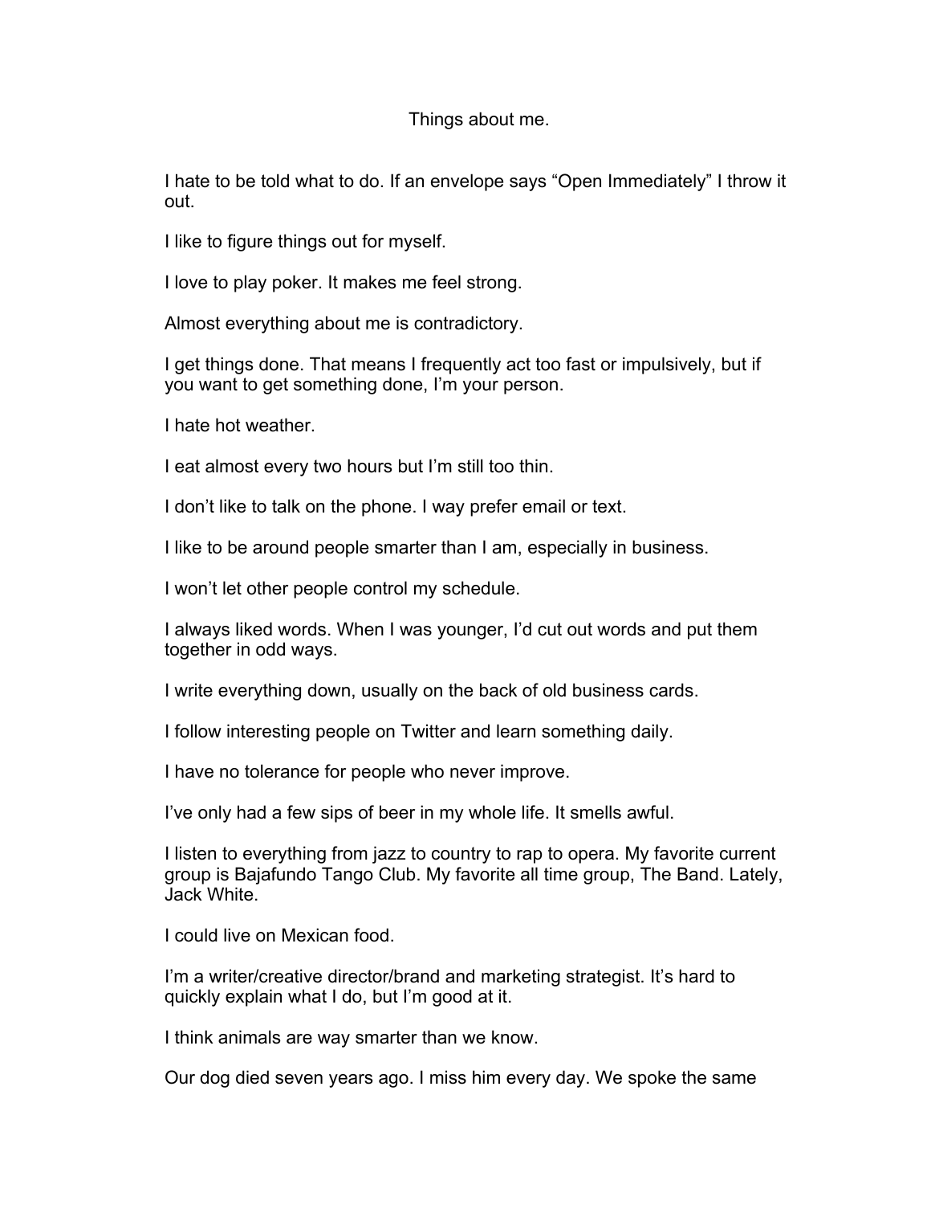# Things about me.

I hate to be told what to do. If an envelope says “Open Immediately” I throw it out.

I like to figure things out for myself.

I love to play poker. It makes me feel strong.

Almost everything about me is contradictory.

I get things done. That means I frequently act too fast or impulsively, but if you want to get something done, I’m your person.

I hate hot weather.

I eat almost every two hours but I’m still too thin.

I don’t like to talk on the phone. I way prefer email or text.

I like to be around people smarter than I am, especially in business.

I won’t let other people control my schedule.

I always liked words. When I was younger, I’d cut out words and put them together in odd ways.

I write everything down, usually on the back of old business cards.

I follow interesting people on Twitter and learn something daily.

I have no tolerance for people who never improve.

I’ve only had a few sips of beer in my whole life. It smells awful.

I listen to everything from jazz to country to rap to opera. My favorite current group is Bajafundo Tango Club. My favorite all time group, The Band. Lately, Jack White.

I could live on Mexican food.

I’m a writer/creative director/brand and marketing strategist. It’s hard to quickly explain what I do, but I’m good at it.

I think animals are way smarter than we know.

Our dog died seven years ago. I miss him every day. We spoke the same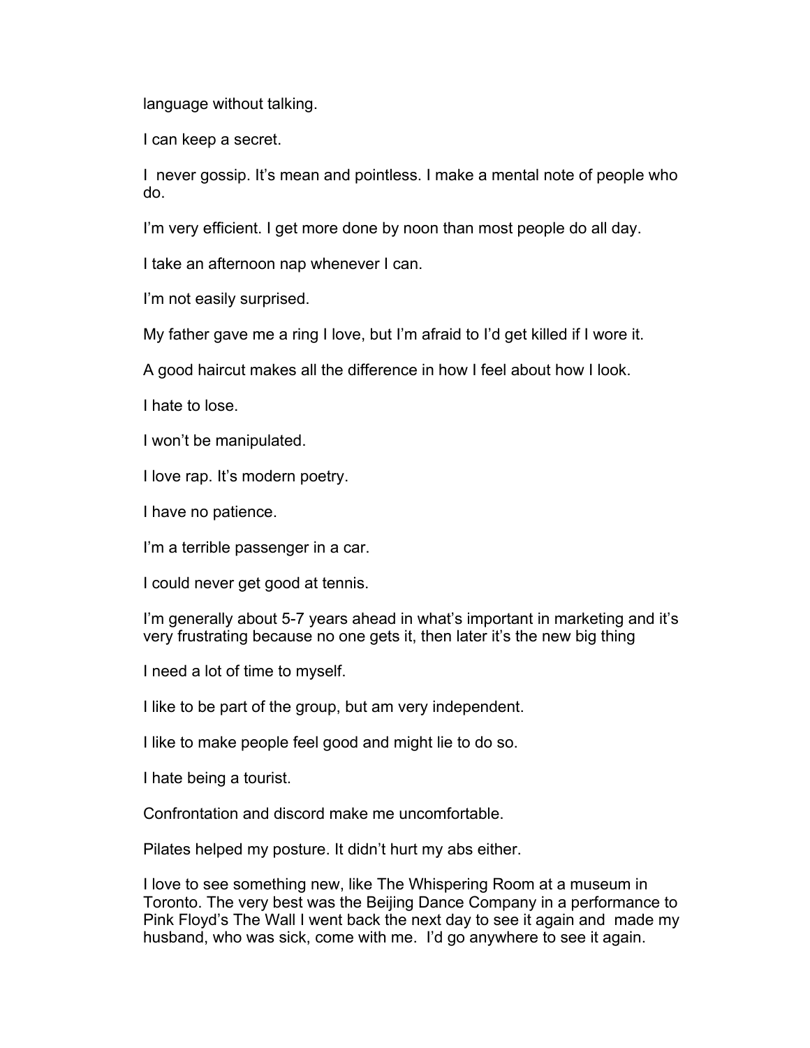language without talking.

I can keep a secret.

I  never gossip. It's mean and pointless. I make a mental note of people who do.

I'm very efficient. I get more done by noon than most people do all day.

I take an afternoon nap whenever I can.

I'm not easily surprised.

My father gave me a ring I love, but I'm afraid to I'd get killed if I wore it.

A good haircut makes all the difference in how I feel about how I look.

I hate to lose.

I won't be manipulated.

I love rap. It's modern poetry.

I have no patience.

I'm a terrible passenger in a car.

I could never get good at tennis.

I'm generally about 5-7 years ahead in what's important in marketing and it's very frustrating because no one gets it, then later it's the new big thing

I need a lot of time to myself.

I like to be part of the group, but am very independent.

I like to make people feel good and might lie to do so.

I hate being a tourist.

Confrontation and discord make me uncomfortable.

Pilates helped my posture. It didn't hurt my abs either.

I love to see something new, like The Whispering Room at a museum in Toronto. The very best was the Beijing Dance Company in a performance to Pink Floyd's The Wall I went back the next day to see it again and  made my husband, who was sick, come with me.  I'd go anywhere to see it again.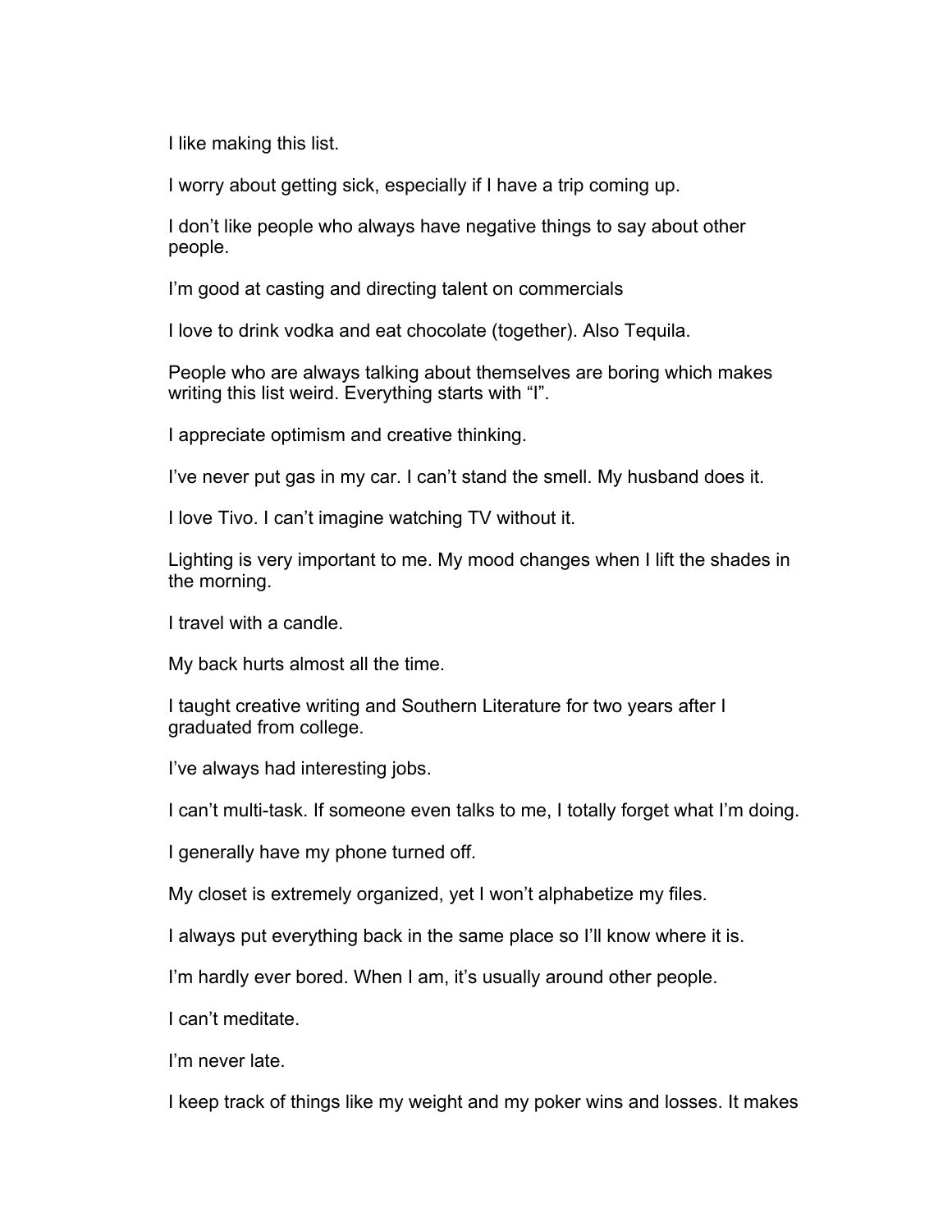I like making this list.

I worry about getting sick, especially if I have a trip coming up.

I don't like people who always have negative things to say about other people.

I'm good at casting and directing talent on commercials

I love to drink vodka and eat chocolate (together). Also Tequila.

People who are always talking about themselves are boring which makes writing this list weird. Everything starts with "I".

I appreciate optimism and creative thinking.

I've never put gas in my car. I can't stand the smell. My husband does it.

I love Tivo. I can't imagine watching TV without it.

Lighting is very important to me. My mood changes when I lift the shades in the morning.

I travel with a candle.

My back hurts almost all the time.

I taught creative writing and Southern Literature for two years after I graduated from college.

I've always had interesting jobs.

I can't multi-task. If someone even talks to me, I totally forget what I'm doing.

I generally have my phone turned off.

My closet is extremely organized, yet I won't alphabetize my files.

I always put everything back in the same place so I'll know where it is.

I'm hardly ever bored. When I am, it's usually around other people.

I can't meditate.

I'm never late.

I keep track of things like my weight and my poker wins and losses. It makes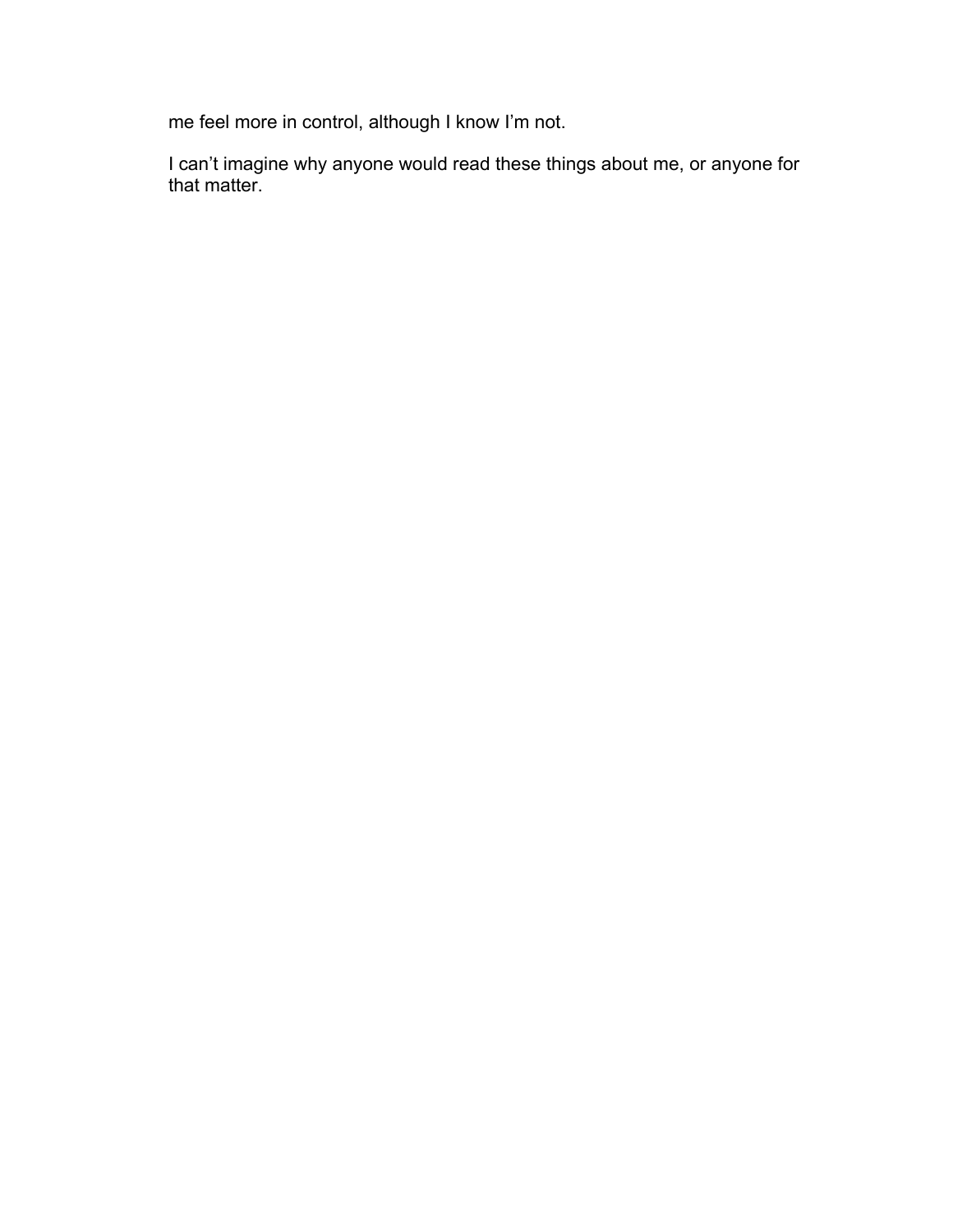me feel more in control, although I know I'm not.

I can't imagine why anyone would read these things about me, or anyone for that matter.